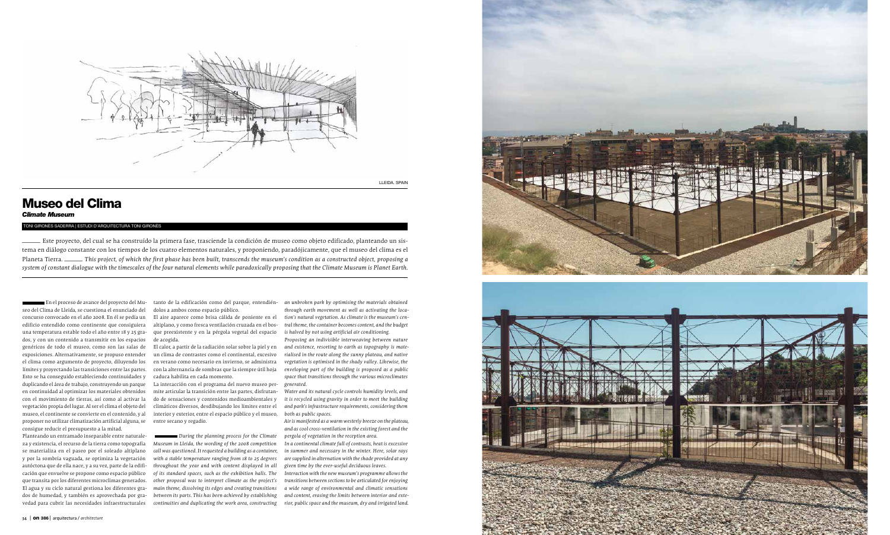LLEIDA. SPAIN

# Museo del Clima

***Climate Museum***

TONI GIRONÈS SADERRA | ESTUDI D'ARQUITECTURA TONI GIRONÈS

Este proyecto, del cual se ha construido la primera fase, trasciende la condición de museo como objeto edificado, planteando un sistema en diálogo constante con los tiempos de los cuatro elementos naturales, y proponiendo, paradójicamente, que el museo del clima es el Planeta Tierra. *This project, of which the first phase has been built, transcends the museum's condition as a constructed object, proposing a system of constant dialogue with the timescales of the four natural elements while paradoxically proposing that the Climate Museum is Planet Earth.*

En el proceso de avance del proyecto del Museo del Clima de Lleida, se cuestiona el enunciado del concurso convocado en el año 2008. En él se pedía un edificio entendido como continente que consiguiera una temperatura estable todo el año entre 18 y 25 grados, y con un contenido a transmitir en los espacios genéricos de todo el museo, como son las salas de exposiciones. Alternativamente, se propuso entender el clima como argumento de proyecto, diluyendo los límites y proyectando las transiciones entre las partes. Esto se ha conseguido estableciendo continuidades y duplicando el área de trabajo, construyendo un parque en continuidad al optimizar los materiales obtenidos con el movimiento de tierras, así como al activar la vegetación propia del lugar. Al ser el clima el objeto del museo, el continente se convierte en el contenido, y al proponer no utilizar climatización artificial alguna, se consigue reducir el presupuesto a la mitad.

Planteando un entramado inseparable entre naturaleza y existencia, el recurso de la tierra como topografía se materializa en el paseo por el soleado altiplano y por la sombría vaguada, se optimiza la vegetación autóctona que de ella nace, y a su vez, parte de la edificación que envuelve se propone como espacio público que transita por los diferentes microclimas generados. El agua y su ciclo natural gestiona los diferentes grados de humedad, y también es aprovechada por gravedad para cubrir las necesidades infraestructurales tanto de la edificación como del parque, entendiéndolos a ambos como espacio público.

El aire aparece como brisa cálida de poniente en el altiplano, y como fresca ventilación cruzada en el bosque preexistente y en la pérgola vegetal del espacio de acogida.

El calor, a partir de la radiación solar sobre la piel y en un clima de contrastes como el continental, excesivo en verano como necesario en invierno, se administra con la alternancia de sombras que la siempre útil hoja caduca habilita en cada momento.

La interacción con el programa del nuevo museo permite articular la transición entre las partes, disfrutando de sensaciones y contenidos medioambientales y climáticos diversos, desdibujando los límites entre el interior y exterior, entre el espacio público y el museo, entre secano y regadío.

*During the planning process for the Climate Museum in Lleida, the wording of the 2008 competition call was questioned. It requested a building as a container, with a stable temperature ranging from 18 to 25 degrees throughout the year and with content displayed in all of its standard spaces, such as the exhibition halls. The other proposal was to interpret climate as the project's main theme, dissolving its edges and creating transitions between its parts. This has been achieved by establishing continuities and duplicating the work area, constructing an unbroken park by optimising the materials obtained through earth movement as well as activating the location's natural vegetation. As climate is the museum's central theme, the container becomes content, and the budget is halved by not using artificial air conditioning.*

*Proposing an indivisible interweaving between nature and existence, resorting to earth as topography is materialised in the route along the sunny plateau, and native vegetation is optimised in the shady valley. Likewise, the enveloping part of the building is proposed as a public space that transitions through the various microclimates generated.*

*Water and its natural cycle controls humidity levels, and it is recycled using gravity in order to meet the building and park's infrastructure requirements, considering them both as public spaces.*

*Air is manifested as a warm westerly breeze on the plateau, and as cool cross-ventilation in the existing forest and the pergola of vegetation in the reception area.*

*In a continental climate full of contrasts, heat is excessive in summer and necessary in the winter. Here, solar rays are supplied in alternation with the shade provided at any given time by the ever-useful deciduous leaves.*

*Interaction with the new museum's programme allows the transitions between sections to be articulated for enjoying a wide range of environmental and climatic sensations and content, erasing the limits between interior and exterior, public space and the museum, dry and irrigated land.*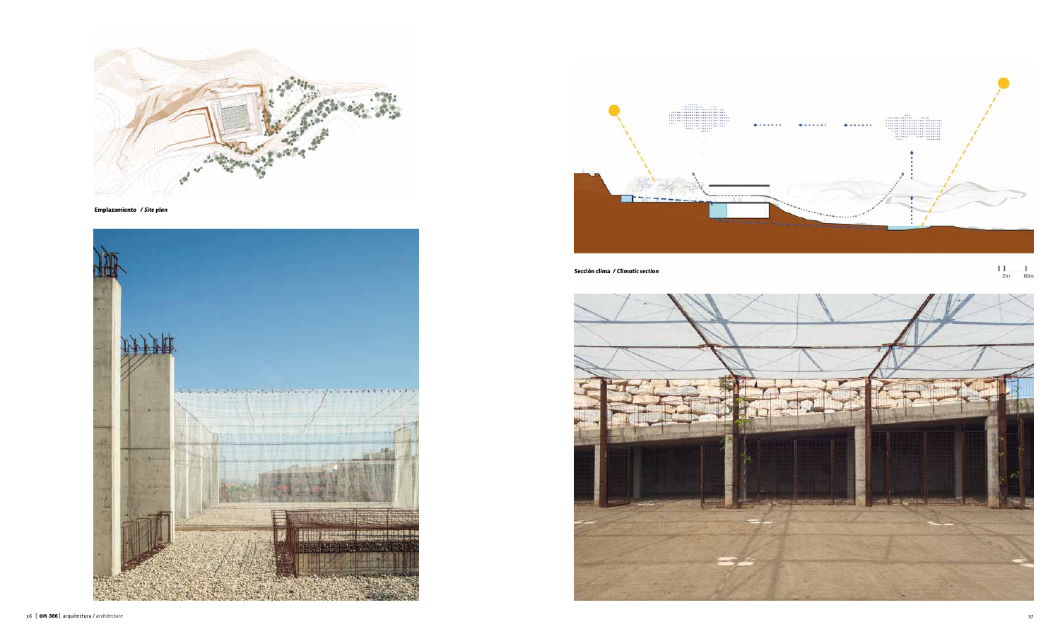Emplazamiento / *Site plan*

Sección clima / *Climatic section*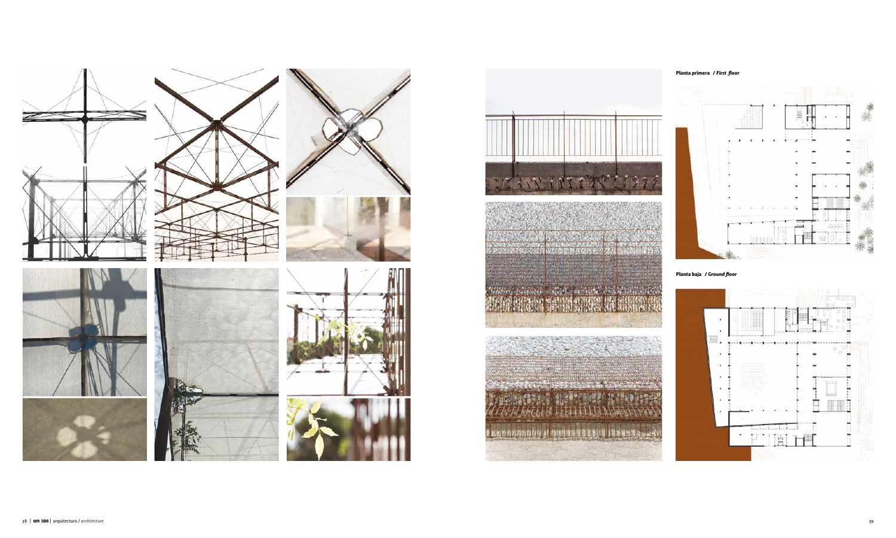**Planta primera / *First floor***

**Planta baja / *Ground floor***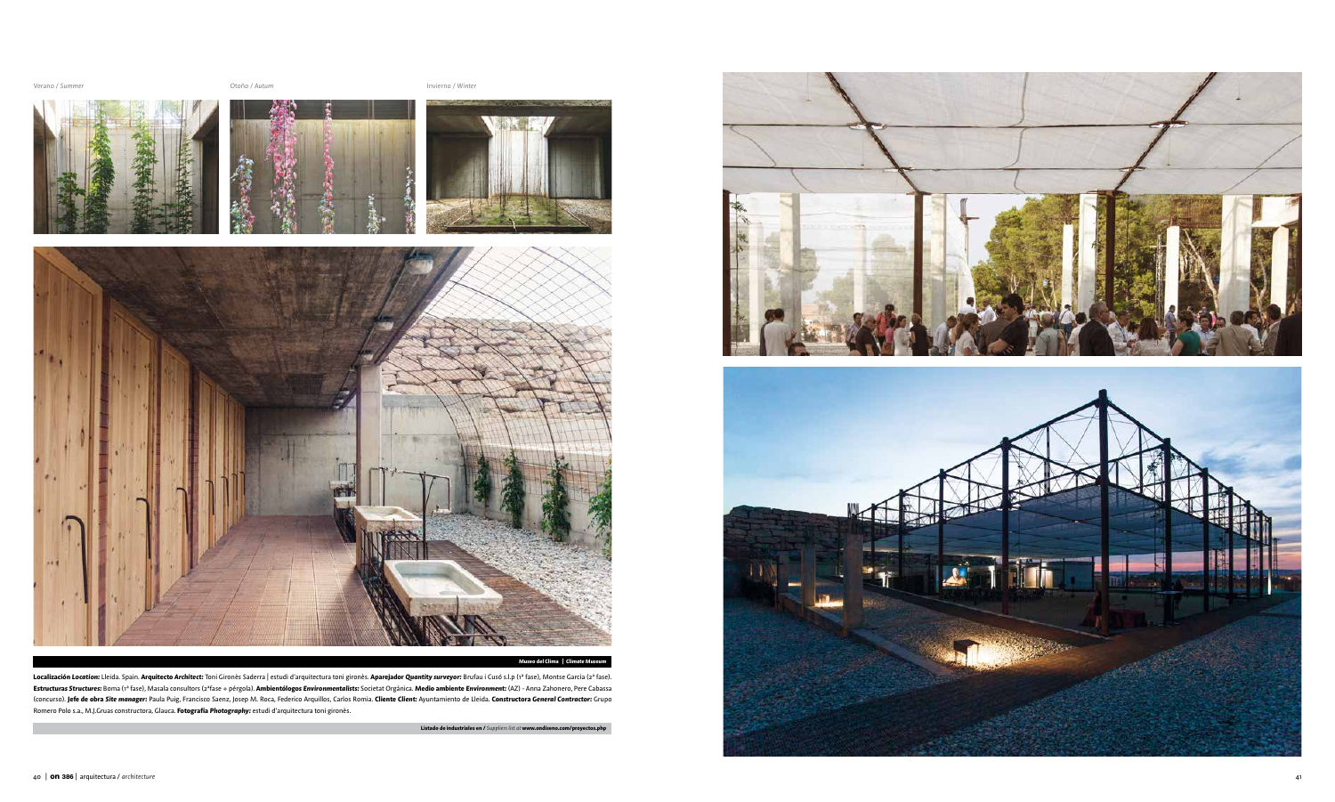Verano / *Summer*

Otoño / *Autum*

Invierno / *Winter*

**Museo del Clima | *Climate Museum***

***Localización Location:*** Lleida. Spain. **Arquitecto *Architect:*** Toni Gironès Saderra | estudi d'arquitectura toni gironès. **Aparejador *Quantity surveyor:*** Brufau i Cusó s.l.p (1ª fase), Montse García (2ª fase). **Estructuras *Structures:*** Boma (1ª fase), Masala consultors (2ªfase + pérgola). **Ambientólogos *Environmentalists:*** Societat Orgànica. **Medio ambiente *Environment:*** (AZ) - Anna Zahonero, Pere Cabassa (concurso). **Jefe de obra *Site manager:*** Paula Puig, Francisco Saenz, Josep M. Roca, Federico Arquillos, Carlos Romia. **Cliente *Client:*** Ayuntamiento de Lleida. **Constructora *General Contractor:*** Grupo Romero Polo s.a., M.J.Gruas constructora, Glauca. **Fotografía *Photography:*** estudi d'arquitectura toni gironès.

**Listado de industriales en /** *Suppliers list at* **www.ondiseno.com/proyectos.php**